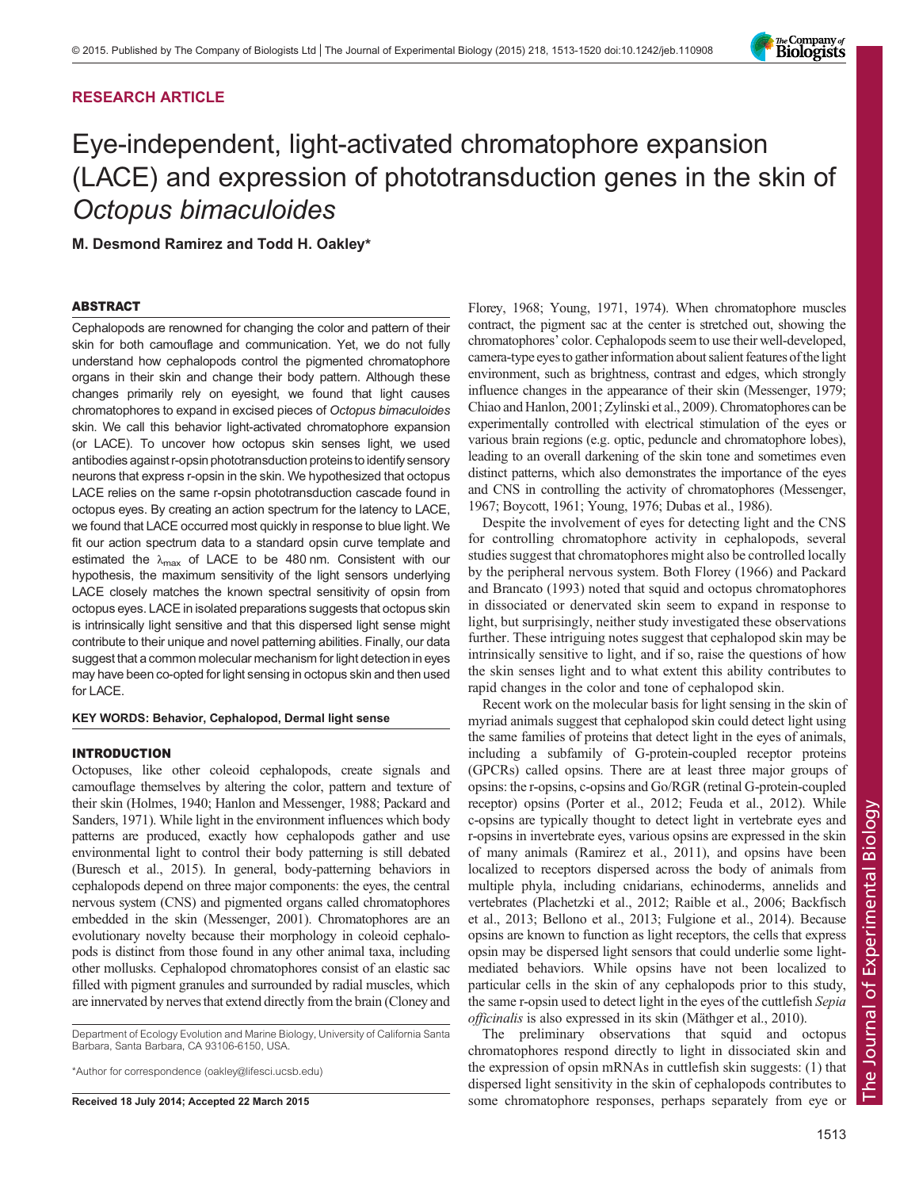RESEARCH ARTICLE

# Eye-independent, light-activated chromatophore expansion (LACE) and expression of phototransduction genes in the skin of *Octopus bimaculoides*

**M. Desmond Ramirez and Todd H. Oakley***

## ABSTRACT

Cephalopods are renowned for changing the color and pattern of their skin for both camouflage and communication. Yet, we do not fully understand how cephalopods control the pigmented chromatophore organs in their skin and change their body pattern. Although these changes primarily rely on eyesight, we found that light causes chromatophores to expand in excised pieces of *Octopus bimaculoides* skin. We call this behavior light-activated chromatophore expansion (or LACE). To uncover how octopus skin senses light, we used antibodies against r-opsin phototransduction proteins to identify sensory neurons that express r-opsin in the skin. We hypothesized that octopus LACE relies on the same r-opsin phototransduction cascade found in octopus eyes. By creating an action spectrum for the latency to LACE, we found that LACE occurred most quickly in response to blue light. We fit our action spectrum data to a standard opsin curve template and estimated the $\lambda_{max}$ of LACE to be 480 nm. Consistent with our hypothesis, the maximum sensitivity of the light sensors underlying LACE closely matches the known spectral sensitivity of opsin from octopus eyes. LACE in isolated preparations suggests that octopus skin is intrinsically light sensitive and that this dispersed light sense might contribute to their unique and novel patterning abilities. Finally, our data suggest that a common molecular mechanism for light detection in eyes may have been co-opted for light sensing in octopus skin and then used for LACE.

**KEY WORDS: Behavior, Cephalopod, Dermal light sense**

## INTRODUCTION

Octopuses, like other coleoid cephalopods, create signals and camouflage themselves by altering the color, pattern and texture of their skin (Holmes, 1940; Hanlon and Messenger, 1988; Packard and Sanders, 1971). While light in the environment influences which body patterns are produced, exactly how cephalopods gather and use environmental light to control their body patterning is still debated (Buresch et al., 2015). In general, body-patterning behaviors in cephalopods depend on three major components: the eyes, the central nervous system (CNS) and pigmented organs called chromatophores embedded in the skin (Messenger, 2001). Chromatophores are an evolutionary novelty because their morphology in coleoid cephalopods is distinct from those found in any other animal taxa, including other mollusks. Cephalopod chromatophores consist of an elastic sac filled with pigment granules and surrounded by radial muscles, which are innervated by nerves that extend directly from the brain (Cloney and Florey, 1968; Young, 1971, 1974). When chromatophore muscles contract, the pigment sac at the center is stretched out, showing the chromatophores' color. Cephalopods seem to use their well-developed, camera-type eyes to gather information about salient features of the light environment, such as brightness, contrast and edges, which strongly influence changes in the appearance of their skin (Messenger, 1979; Chiao and Hanlon, 2001; Zylinski et al., 2009). Chromatophores can be experimentally controlled with electrical stimulation of the eyes or various brain regions (e.g. optic, peduncle and chromatophore lobes), leading to an overall darkening of the skin tone and sometimes even distinct patterns, which also demonstrates the importance of the eyes and CNS in controlling the activity of chromatophores (Messenger, 1967; Boycott, 1961; Young, 1976; Dubas et al., 1986).

Despite the involvement of eyes for detecting light and the CNS for controlling chromatophore activity in cephalopods, several studies suggest that chromatophores might also be controlled locally by the peripheral nervous system. Both Florey (1966) and Packard and Brancato (1993) noted that squid and octopus chromatophores in dissociated or denervated skin seem to expand in response to light, but surprisingly, neither study investigated these observations further. These intriguing notes suggest that cephalopod skin may be intrinsically sensitive to light, and if so, raise the questions of how the skin senses light and to what extent this ability contributes to rapid changes in the color and tone of cephalopod skin.

Recent work on the molecular basis for light sensing in the skin of myriad animals suggest that cephalopod skin could detect light using the same families of proteins that detect light in the eyes of animals, including a subfamily of G-protein-coupled receptor proteins (GPCRs) called opsins. There are at least three major groups of opsins: the r-opsins, c-opsins and Go/RGR (retinal G-protein-coupled receptor) opsins (Porter et al., 2012; Feuda et al., 2012). While c-opsins are typically thought to detect light in vertebrate eyes and r-opsins in invertebrate eyes, various opsins are expressed in the skin of many animals (Ramirez et al., 2011), and opsins have been localized to receptors dispersed across the body of animals from multiple phyla, including cnidarians, echinoderms, annelids and vertebrates (Plachetzki et al., 2012; Raible et al., 2006; Backfisch et al., 2013; Bellono et al., 2013; Fulgione et al., 2014). Because opsins are known to function as light receptors, the cells that express opsin may be dispersed light sensors that could underlie some light-mediated behaviors. While opsins have not been localized to particular cells in the skin of any cephalopods prior to this study, the same r-opsin used to detect light in the eyes of the cuttlefish *Sepia officinalis* is also expressed in its skin (Mäthger et al., 2010).

The preliminary observations that squid and octopus chromatophores respond directly to light in dissociated skin and the expression of opsin mRNAs in cuttlefish skin suggests: (1) that dispersed light sensitivity in the skin of cephalopods contributes to some chromatophore responses, perhaps separately from eye or

Department of Ecology Evolution and Marine Biology, University of California Santa Barbara, Santa Barbara, CA 93106-6150, USA.

*Author for correspondence (oakley@lifesci.ucsb.edu)

Received 18 July 2014; Accepted 22 March 2015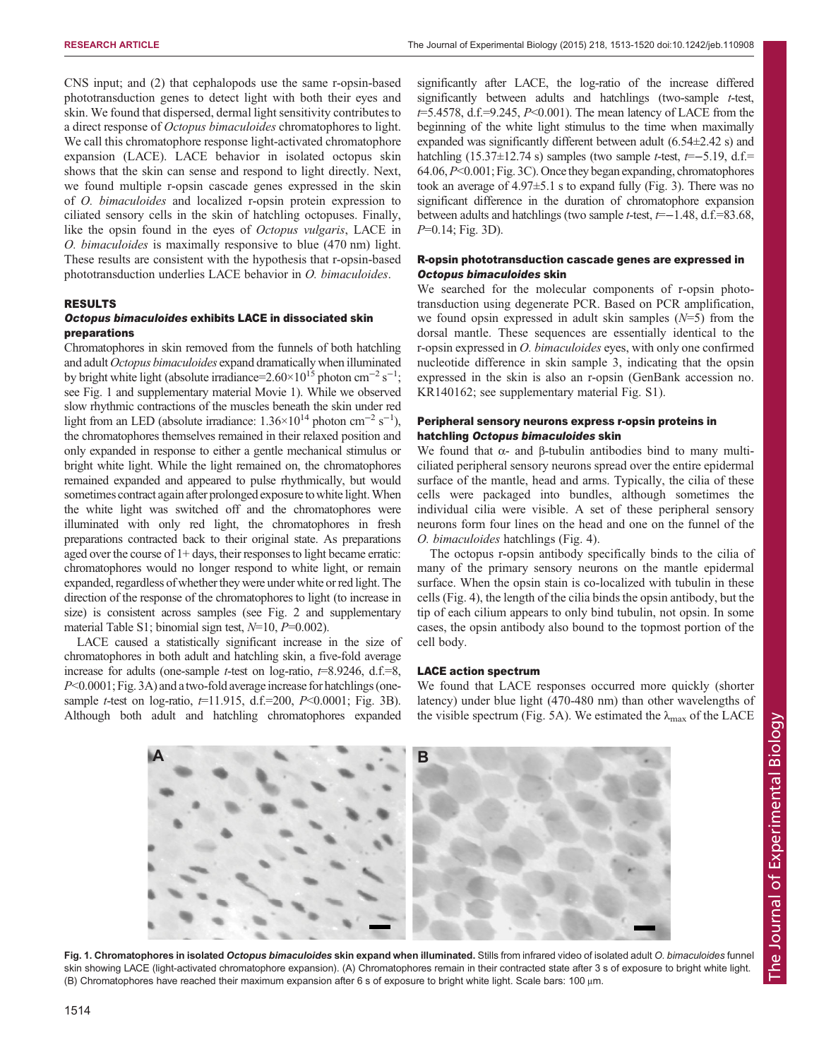CNS input; and (2) that cephalopods use the same r-opsin-based phototransduction genes to detect light with both their eyes and skin. We found that dispersed, dermal light sensitivity contributes to a direct response of *Octopus bimaculoides* chromatophores to light. We call this chromatophore response light-activated chromatophore expansion (LACE). LACE behavior in isolated octopus skin shows that the skin can sense and respond to light directly. Next, we found multiple r-opsin cascade genes expressed in the skin of *O. bimaculoides* and localized r-opsin protein expression to ciliated sensory cells in the skin of hatchling octopuses. Finally, like the opsin found in the eyes of *Octopus vulgaris*, LACE in *O. bimaculoides* is maximally responsive to blue (470 nm) light. These results are consistent with the hypothesis that r-opsin-based phototransduction underlies LACE behavior in *O. bimaculoides*.

## RESULTS

### *Octopus bimaculoides* exhibits LACE in dissociated skin preparations

Chromatophores in skin removed from the funnels of both hatchling and adult *Octopus bimaculoides* expand dramatically when illuminated by bright white light (absolute irradiance=$2.60\times10^{15}$ photon $cm^{-2}$ $s^{-1}$; see Fig. 1 and supplementary material Movie 1). While we observed slow rhythmic contractions of the muscles beneath the skin under red light from an LED (absolute irradiance: $1.36\times10^{14}$ photon $cm^{-2}$ $s^{-1}$), the chromatophores themselves remained in their relaxed position and only expanded in response to either a gentle mechanical stimulus or bright white light. While the light remained on, the chromatophores remained expanded and appeared to pulse rhythmically, but would sometimes contract again after prolonged exposure to white light. When the white light was switched off and the chromatophores were illuminated with only red light, the chromatophores in fresh preparations contracted back to their original state. As preparations aged over the course of 1+ days, their responses to light became erratic: chromatophores would no longer respond to white light, or remain expanded, regardless of whether they were under white or red light. The direction of the response of the chromatophores to light (to increase in size) is consistent across samples (see Fig. 2 and supplementary material Table S1; binomial sign test, $N$=10, $P$=0.002).

LACE caused a statistically significant increase in the size of chromatophores in both adult and hatchling skin, a five-fold average increase for adults (one-sample *t*-test on log-ratio, $t$=8.9246, d.f.=8, $P$<0.0001; Fig. 3A) and a two-fold average increase for hatchlings (one-sample *t*-test on log-ratio, $t$=11.915, d.f.=200, $P$<0.0001; Fig. 3B). Although both adult and hatchling chromatophores expanded significantly after LACE, the log-ratio of the increase differed significantly between adults and hatchlings (two-sample *t*-test, $t$=5.4578, d.f.=9.245, $P$<0.001). The mean latency of LACE from the beginning of the white light stimulus to the time when maximally expanded was significantly different between adult (6.54±2.42 s) and hatchling (15.37±12.74 s) samples (two sample *t*-test, $t$=−5.19, d.f.=64.06, $P$<0.001; Fig. 3C). Once they began expanding, chromatophores took an average of 4.97±5.1 s to expand fully (Fig. 3). There was no significant difference in the duration of chromatophore expansion between adults and hatchlings (two sample *t*-test, $t$=−1.48, d.f.=83.68, $P$=0.14; Fig. 3D).

### R-opsin phototransduction cascade genes are expressed in *Octopus bimaculoides* skin

We searched for the molecular components of r-opsin phototransduction using degenerate PCR. Based on PCR amplification, we found opsin expressed in adult skin samples ($N$=5) from the dorsal mantle. These sequences are essentially identical to the r-opsin expressed in *O. bimaculoides* eyes, with only one confirmed nucleotide difference in skin sample 3, indicating that the opsin expressed in the skin is also an r-opsin (GenBank accession no. KR140162; see supplementary material Fig. S1).

### Peripheral sensory neurons express r-opsin proteins in hatchling *Octopus bimaculoides* skin

We found that α- and β-tubulin antibodies bind to many multi-ciliated peripheral sensory neurons spread over the entire epidermal surface of the mantle, head and arms. Typically, the cilia of these cells were packaged into bundles, although sometimes the individual cilia were visible. A set of these peripheral sensory neurons form four lines on the head and one on the funnel of the *O. bimaculoides* hatchlings (Fig. 4).

The octopus r-opsin antibody specifically binds to the cilia of many of the primary sensory neurons on the mantle epidermal surface. When the opsin stain is co-localized with tubulin in these cells (Fig. 4), the length of the cilia binds the opsin antibody, but the tip of each cilium appears to only bind tubulin, not opsin. In some cases, the opsin antibody also bound to the topmost portion of the cell body.

### LACE action spectrum

We found that LACE responses occurred more quickly (shorter latency) under blue light (470-480 nm) than other wavelengths of the visible spectrum (Fig. 5A). We estimated the $\lambda_{max}$ of the LACE

**Fig. 1. Chromatophores in isolated *Octopus bimaculoides* skin expand when illuminated.** Stills from infrared video of isolated adult *O. bimaculoides* funnel skin showing LACE (light-activated chromatophore expansion). (A) Chromatophores remain in their contracted state after 3 s of exposure to bright white light. (B) Chromatophores have reached their maximum expansion after 6 s of exposure to bright white light. Scale bars: 100 μm.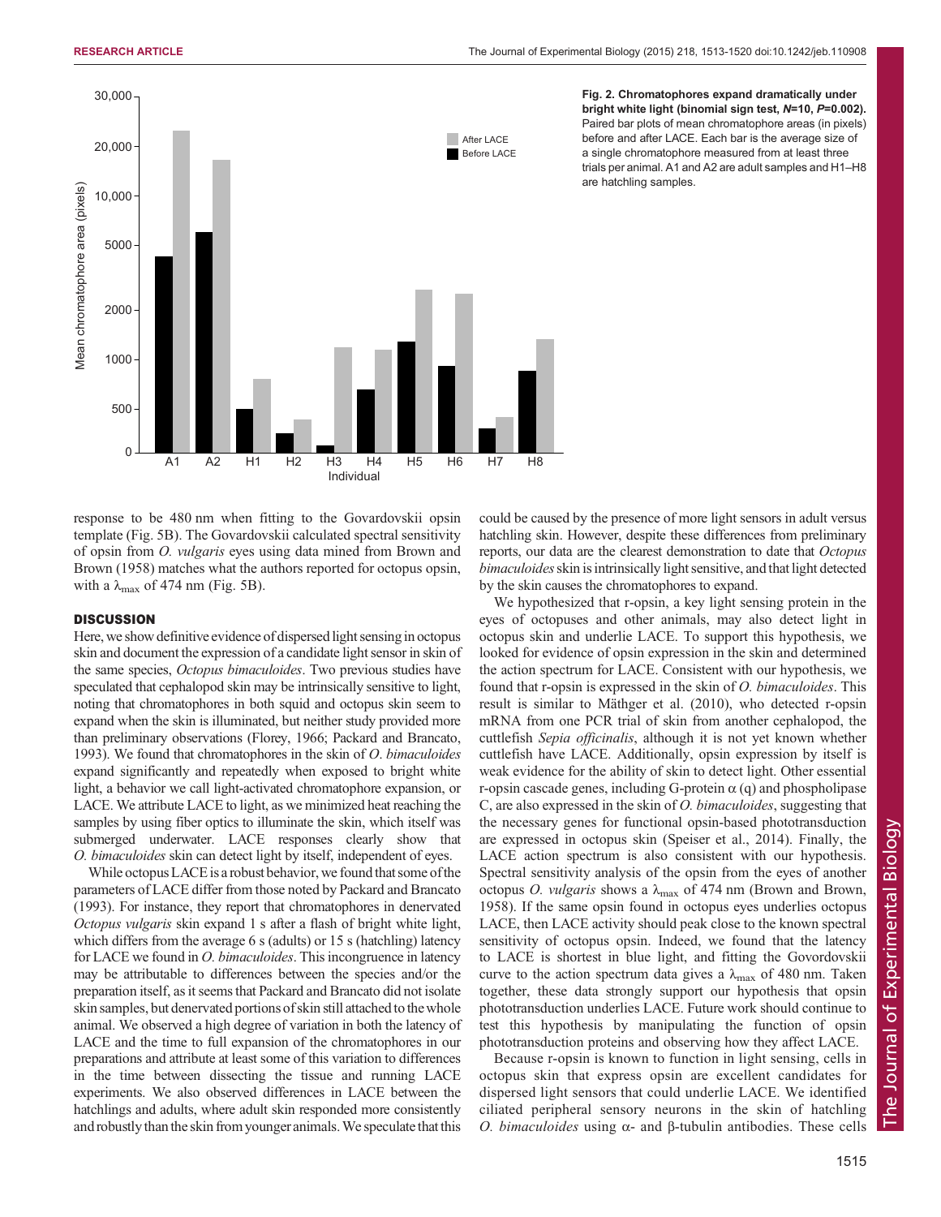**Fig. 2. Chromatophores expand dramatically under bright white light (binomial sign test, *N*=10, *P*=0.002).** Paired bar plots of mean chromatophore areas (in pixels) before and after LACE. Each bar is the average size of a single chromatophore measured from at least three trials per animal. A1 and A2 are adult samples and H1–H8 are hatchling samples.

response to be 480 nm when fitting to the Govardovskii opsin template (Fig. 5B). The Govardovskii calculated spectral sensitivity of opsin from *O. vulgaris* eyes using data mined from Brown and Brown (1958) matches what the authors reported for octopus opsin, with a $\lambda_{max}$ of 474 nm (Fig. 5B).

## DISCUSSION

Here, we show definitive evidence of dispersed light sensing in octopus skin and document the expression of a candidate light sensor in skin of the same species, *Octopus bimaculoides*. Two previous studies have speculated that cephalopod skin may be intrinsically sensitive to light, noting that chromatophores in both squid and octopus skin seem to expand when the skin is illuminated, but neither study provided more than preliminary observations (Florey, 1966; Packard and Brancato, 1993). We found that chromatophores in the skin of *O. bimaculoides* expand significantly and repeatedly when exposed to bright white light, a behavior we call light-activated chromatophore expansion, or LACE. We attribute LACE to light, as we minimized heat reaching the samples by using fiber optics to illuminate the skin, which itself was submerged underwater. LACE responses clearly show that *O. bimaculoides* skin can detect light by itself, independent of eyes.

While octopus LACE is a robust behavior, we found that some of the parameters of LACE differ from those noted by Packard and Brancato (1993). For instance, they report that chromatophores in denervated *Octopus vulgaris* skin expand 1 s after a flash of bright white light, which differs from the average 6 s (adults) or 15 s (hatchling) latency for LACE we found in *O. bimaculoides*. This incongruence in latency may be attributable to differences between the species and/or the preparation itself, as it seems that Packard and Brancato did not isolate skin samples, but denervated portions of skin still attached to the whole animal. We observed a high degree of variation in both the latency of LACE and the time to full expansion of the chromatophores in our preparations and attribute at least some of this variation to differences in the time between dissecting the tissue and running LACE experiments. We also observed differences in LACE between the hatchlings and adults, where adult skin responded more consistently and robustly than the skin from younger animals. We speculate that this could be caused by the presence of more light sensors in adult versus hatchling skin. However, despite these differences from preliminary reports, our data are the clearest demonstration to date that *Octopus bimaculoides* skin is intrinsically light sensitive, and that light detected by the skin causes the chromatophores to expand.

We hypothesized that r-opsin, a key light sensing protein in the eyes of octopuses and other animals, may also detect light in octopus skin and underlie LACE. To support this hypothesis, we looked for evidence of opsin expression in the skin and determined the action spectrum for LACE. Consistent with our hypothesis, we found that r-opsin is expressed in the skin of *O. bimaculoides*. This result is similar to Mäthger et al. (2010), who detected r-opsin mRNA from one PCR trial of skin from another cephalopod, the cuttlefish *Sepia officinalis*, although it is not yet known whether cuttlefish have LACE. Additionally, opsin expression by itself is weak evidence for the ability of skin to detect light. Other essential r-opsin cascade genes, including G-protein α (q) and phospholipase C, are also expressed in the skin of *O. bimaculoides*, suggesting that the necessary genes for functional opsin-based phototransduction are expressed in octopus skin (Speiser et al., 2014). Finally, the LACE action spectrum is also consistent with our hypothesis. Spectral sensitivity analysis of the opsin from the eyes of another octopus *O. vulgaris* shows a $\lambda_{max}$ of 474 nm (Brown and Brown, 1958). If the same opsin found in octopus eyes underlies octopus LACE, then LACE activity should peak close to the known spectral sensitivity of octopus opsin. Indeed, we found that the latency to LACE is shortest in blue light, and fitting the Govordovskii curve to the action spectrum data gives a $\lambda_{max}$ of 480 nm. Taken together, these data strongly support our hypothesis that opsin phototransduction underlies LACE. Future work should continue to test this hypothesis by manipulating the function of opsin phototransduction proteins and observing how they affect LACE.

Because r-opsin is known to function in light sensing, cells in octopus skin that express opsin are excellent candidates for dispersed light sensors that could underlie LACE. We identified ciliated peripheral sensory neurons in the skin of hatchling *O. bimaculoides* using α- and β-tubulin antibodies. These cells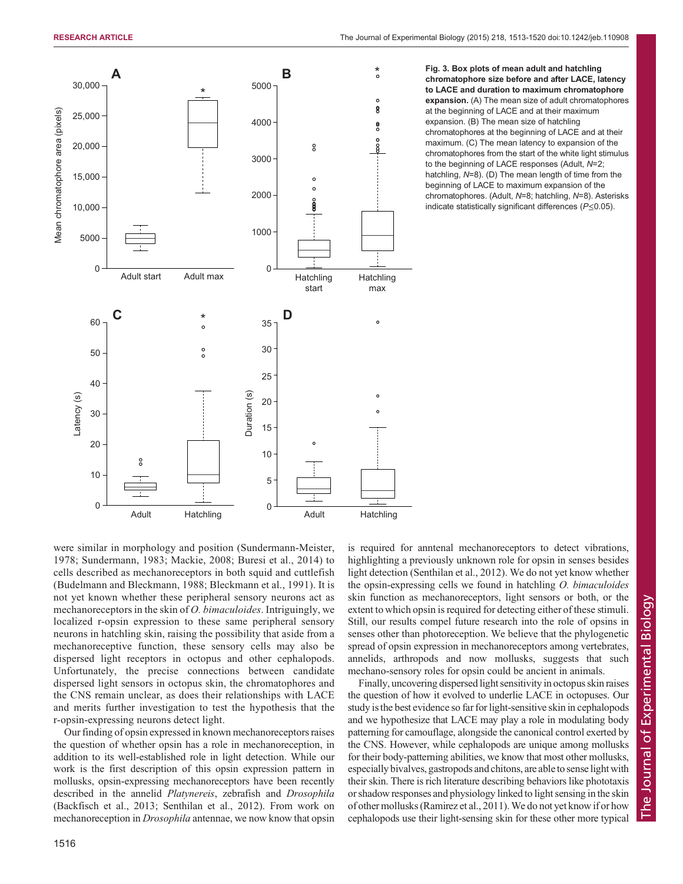**Fig. 3. Box plots of mean adult and hatchling chromatophore size before and after LACE, latency to LACE and duration to maximum chromatophore expansion.** (A) The mean size of adult chromatophores at the beginning of LACE and at their maximum expansion. (B) The mean size of hatchling chromatophores at the beginning of LACE and at their maximum. (C) The mean latency to expansion of the chromatophores from the start of the white light stimulus to the beginning of LACE responses (Adult, *N*=2; hatchling, *N*=8). (D) The mean length of time from the beginning of LACE to maximum expansion of the chromatophores. (Adult, *N*=8; hatchling, *N*=8). Asterisks indicate statistically significant differences ($P\leq0.05$).

were similar in morphology and position (Sundermann-Meister, 1978; Sundermann, 1983; Mackie, 2008; Buresi et al., 2014) to cells described as mechanoreceptors in both squid and cuttlefish (Budelmann and Bleckmann, 1988; Bleckmann et al., 1991). It is not yet known whether these peripheral sensory neurons act as mechanoreceptors in the skin of *O. bimaculoides*. Intriguingly, we localized r-opsin expression to these same peripheral sensory neurons in hatchling skin, raising the possibility that aside from a mechanoreceptive function, these sensory cells may also be dispersed light receptors in octopus and other cephalopods. Unfortunately, the precise connections between candidate dispersed light sensors in octopus skin, the chromatophores and the CNS remain unclear, as does their relationships with LACE and merits further investigation to test the hypothesis that the r-opsin-expressing neurons detect light.

Our finding of opsin expressed in known mechanoreceptors raises the question of whether opsin has a role in mechanoreception, in addition to its well-established role in light detection. While our work is the first description of this opsin expression pattern in mollusks, opsin-expressing mechanoreceptors have been recently described in the annelid *Platynereis*, zebrafish and *Drosophila* (Backfisch et al., 2013; Senthilan et al., 2012). From work on mechanoreception in *Drosophila* antennae, we now know that opsin is required for anntenal mechanoreceptors to detect vibrations, highlighting a previously unknown role for opsin in senses besides light detection (Senthilan et al., 2012). We do not yet know whether the opsin-expressing cells we found in hatchling *O. bimaculoides* skin function as mechanoreceptors, light sensors or both, or the extent to which opsin is required for detecting either of these stimuli. Still, our results compel future research into the role of opsins in senses other than photoreception. We believe that the phylogenetic spread of opsin expression in mechanoreceptors among vertebrates, annelids, arthropods and now mollusks, suggests that such mechano-sensory roles for opsin could be ancient in animals.

Finally, uncovering dispersed light sensitivity in octopus skin raises the question of how it evolved to underlie LACE in octopuses. Our study is the best evidence so far for light-sensitive skin in cephalopods and we hypothesize that LACE may play a role in modulating body patterning for camouflage, alongside the canonical control exerted by the CNS. However, while cephalopods are unique among mollusks for their body-patterning abilities, we know that most other mollusks, especially bivalves, gastropods and chitons, are able to sense light with their skin. There is rich literature describing behaviors like phototaxis or shadow responses and physiology linked to light sensing in the skin of other mollusks (Ramirez et al., 2011). We do not yet know if or how cephalopods use their light-sensing skin for these other more typical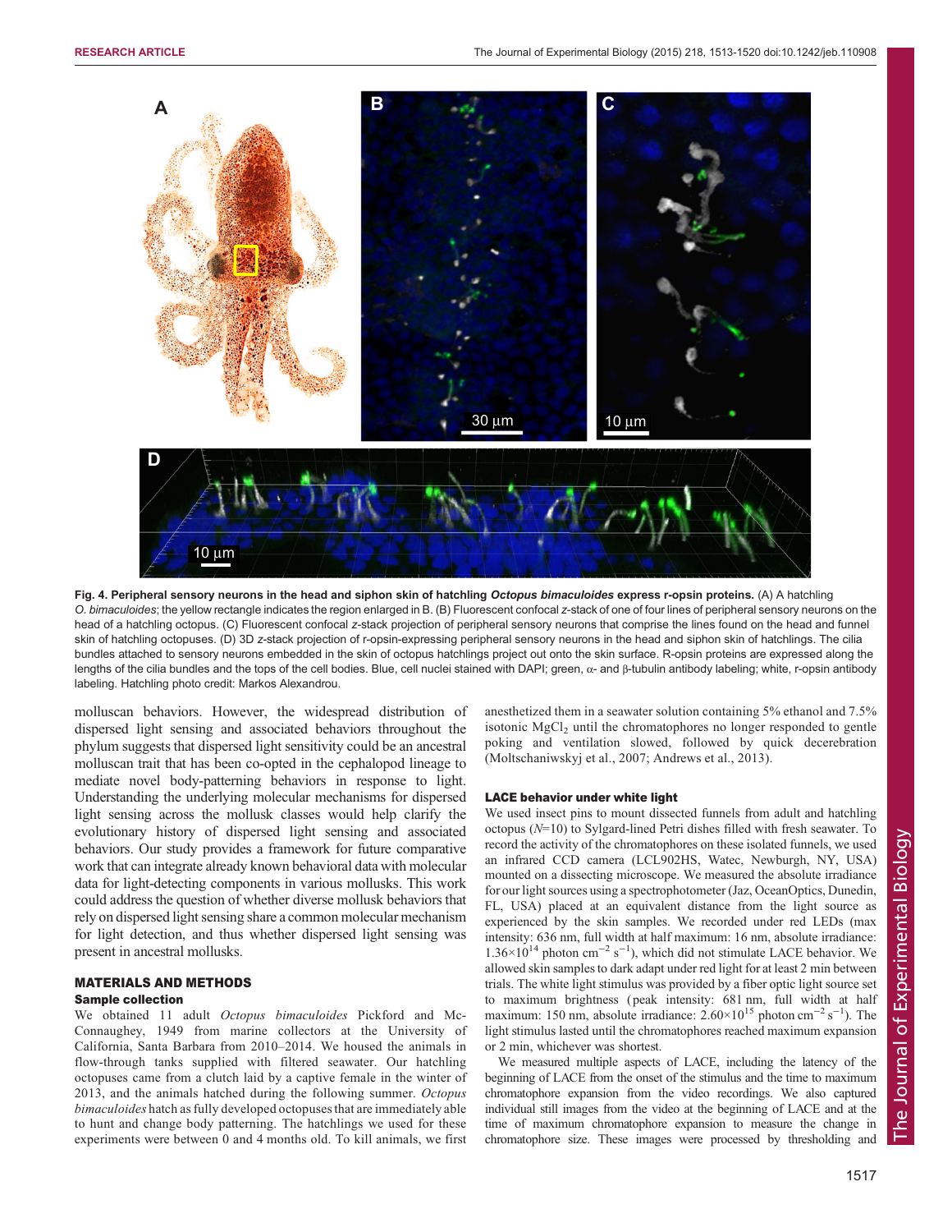**Fig. 4. Peripheral sensory neurons in the head and siphon skin of hatchling *Octopus bimaculoides* express r-opsin proteins.** (A) A hatchling *O. bimaculoides*; the yellow rectangle indicates the region enlarged in B. (B) Fluorescent confocal *z*-stack projection of one of four lines of peripheral sensory neurons on the head of a hatchling octopus. (C) Fluorescent confocal *z*-stack projection of peripheral sensory neurons that comprise the lines found on the head and funnel skin of hatchling octopuses. (D) 3D *z*-stack projection of r-opsin-expressing peripheral sensory neurons in the head and siphon skin of hatchlings. The cilia bundles attached to sensory neurons embedded in the skin of octopus hatchlings project out onto the skin surface. R-opsin proteins are expressed along the lengths of the cilia bundles and the tops of the cell bodies. Blue, cell nuclei stained with DAPI; green, α- and β-tubulin antibody labeling; white, r-opsin antibody labeling. Hatchling photo credit: Markos Alexandrou.

molluscan behaviors. However, the widespread distribution of dispersed light sensing and associated behaviors throughout the phylum suggests that dispersed light sensitivity could be an ancestral molluscan trait that has been co-opted in the cephalopod lineage to mediate novel body-patterning behaviors in response to light. Understanding the underlying molecular mechanisms for dispersed light sensing across the mollusk classes would help clarify the evolutionary history of dispersed light sensing and associated behaviors. Our study provides a framework for future comparative work that can integrate already known behavioral data with molecular data for light-detecting components in various mollusks. This work could address the question of whether diverse mollusk behaviors that rely on dispersed light sensing share a common molecular mechanism for light detection, and thus whether dispersed light sensing was present in ancestral mollusks.

## MATERIALS AND METHODS

### Sample collection

We obtained 11 adult *Octopus bimaculoides* Pickford and McConnaughey, 1949 from marine collectors at the University of California, Santa Barbara from 2010–2014. We housed the animals in flow-through tanks supplied with filtered seawater. Our hatchling octopuses came from a clutch laid by a captive female in the winter of 2013, and the animals hatched during the following summer. *Octopus bimaculoides* hatch as fully developed octopuses that are immediately able to hunt and change body patterning. The hatchlings we used for these experiments were between 0 and 4 months old. To kill animals, we first anesthetized them in a seawater solution containing 5% ethanol and 7.5% isotonic $MgCl_2$ until the chromatophores no longer responded to gentle poking and ventilation slowed, followed by quick decerebration (Moltschaniwskyj et al., 2007; Andrews et al., 2013).

### LACE behavior under white light

We used insect pins to mount dissected funnels from adult and hatchling octopus ($N$=10) to Sylgard-lined Petri dishes filled with fresh seawater. To record the activity of the chromatophores on these isolated funnels, we used an infrared CCD camera (LCL902HS, Watec, Newburgh, NY, USA) mounted on a dissecting microscope. We measured the absolute irradiance for our light sources using a spectrophotometer (Jaz, OceanOptics, Dunedin, FL, USA) placed at an equivalent distance from the light source as experienced by the skin samples. We recorded under red LEDs (max intensity: 636 nm, full width at half maximum: 16 nm, absolute irradiance: $1.36{\times}10^{14}$ photon $cm^{-2}$ $s^{-1}$), which did not stimulate LACE behavior. We allowed skin samples to dark adapt under red light for at least 2 min between trials. The white light stimulus was provided by a fiber optic light source set to maximum brightness (peak intensity: 681 nm, full width at half maximum: 150 nm, absolute irradiance: $2.60{\times}10^{15}$ photon $cm^{-2}$ $s^{-1}$). The light stimulus lasted until the chromatophores reached maximum expansion or 2 min, whichever was shortest.

We measured multiple aspects of LACE, including the latency of the beginning of LACE from the onset of the stimulus and the time to maximum chromatophore expansion from the video recordings. We also captured individual still images from the video at the beginning of LACE and at the time of maximum chromatophore expansion to measure the change in chromatophore size. These images were processed by thresholding and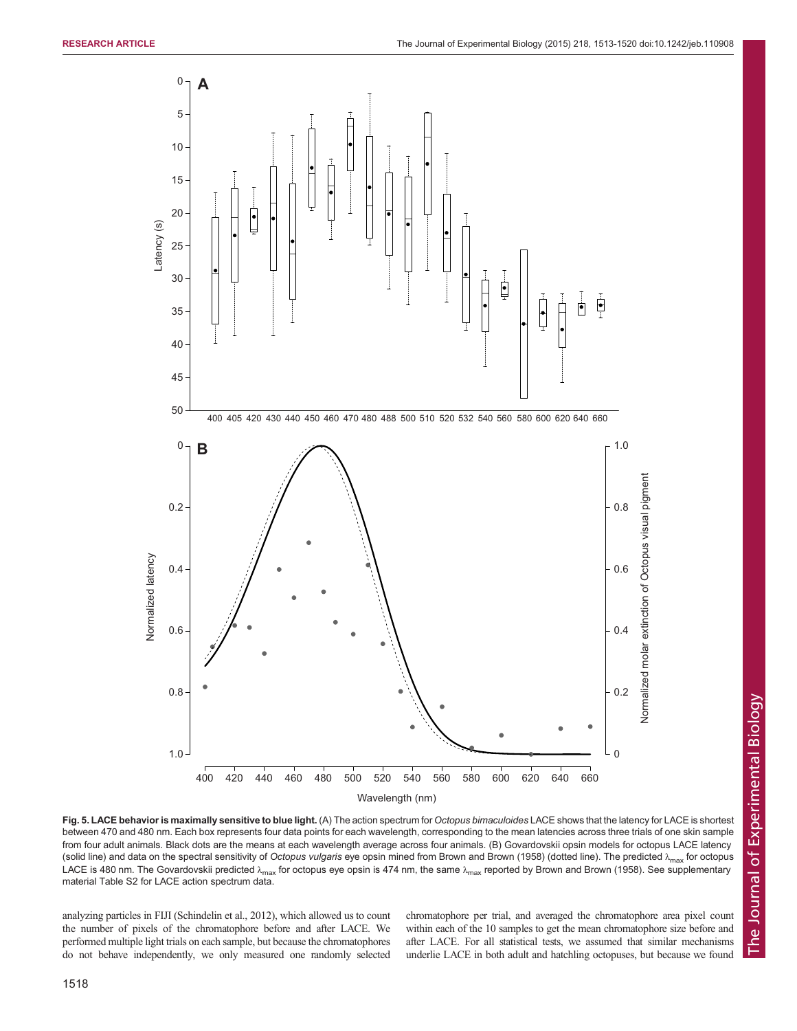**Fig. 5. LACE behavior is maximally sensitive to blue light.** (A) The action spectrum for *Octopus bimaculoides* LACE shows that the latency for LACE is shortest between 470 and 480 nm. Each box represents four data points for each wavelength, corresponding to the mean latencies across three trials of one skin sample from four adult animals. Black dots are the means at each wavelength average across four animals. (B) Govardovskii opsin models for octopus LACE latency (solid line) and data on the spectral sensitivity of *Octopus vulgaris* eye opsin mined from Brown and Brown (1958) (dotted line). The predicted $\lambda_{max}$ for octopus LACE is 480 nm. The Govardovskii predicted $\lambda_{max}$ for octopus eye opsin is 474 nm, the same $\lambda_{max}$ reported by Brown and Brown (1958). See supplementary material Table S2 for LACE action spectrum data.

analyzing particles in FIJI (Schindelin et al., 2012), which allowed us to count the number of pixels of the chromatophore before and after LACE. We performed multiple light trials on each sample, but because the chromatophores do not behave independently, we only measured one randomly selected chromatophore per trial, and averaged the chromatophore area pixel count within each of the 10 samples to get the mean chromatophore size before and after LACE. For all statistical tests, we assumed that similar mechanisms underlie LACE in both adult and hatchling octopuses, but because we found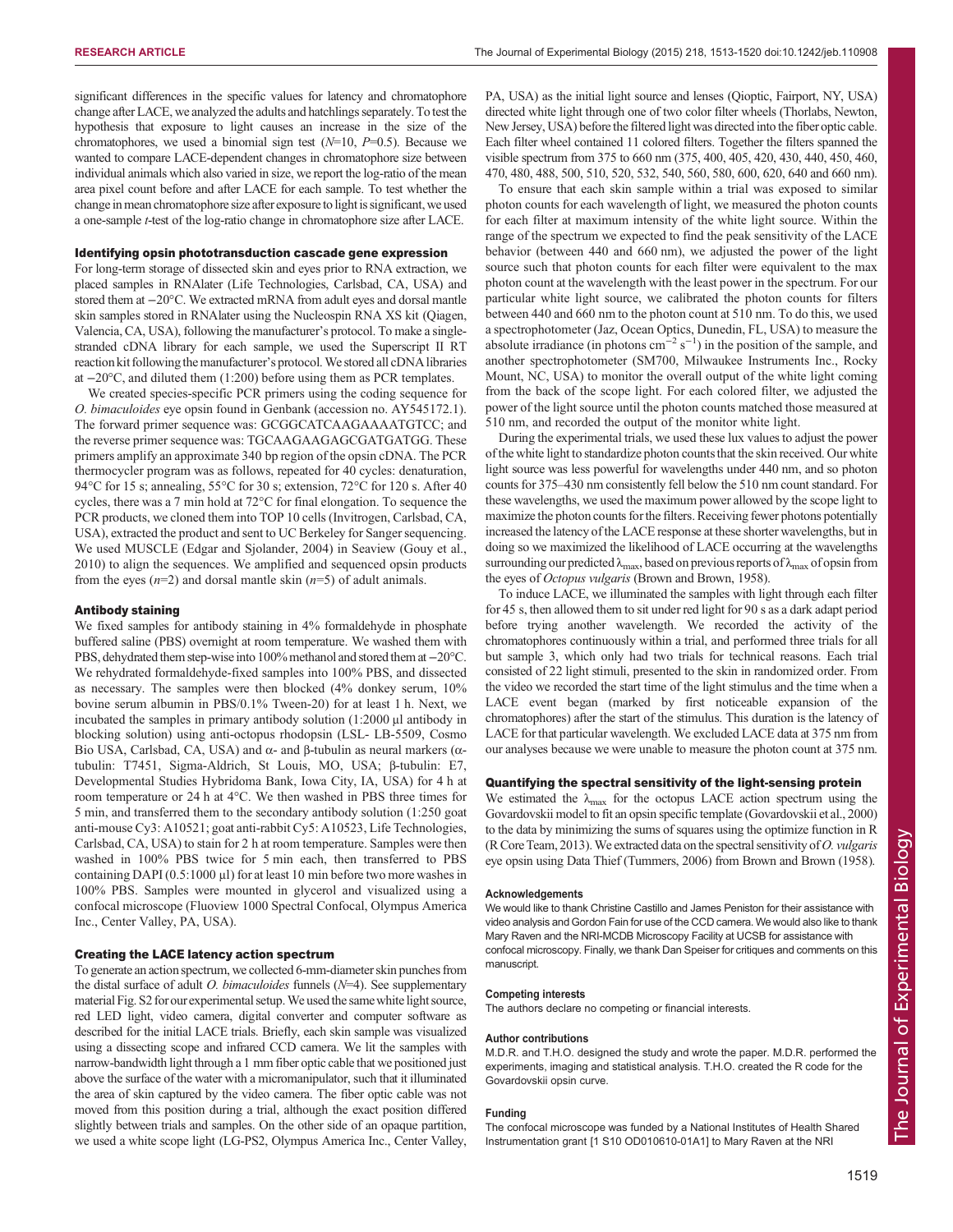significant differences in the specific values for latency and chromatophore change after LACE, we analyzed the adults and hatchlings separately. To test the hypothesis that exposure to light causes an increase in the size of the chromatophores, we used a binomial sign test ($N$=10, $P$=0.5). Because we wanted to compare LACE-dependent changes in chromatophore size between individual animals which also varied in size, we report the log-ratio of the mean area pixel count before and after LACE for each sample. To test whether the change in mean chromatophore size after exposure to light is significant, we used a one-sample $t$-test of the log-ratio change in chromatophore size after LACE.

### Identifying opsin phototransduction cascade gene expression

For long-term storage of dissected skin and eyes prior to RNA extraction, we placed samples in RNAlater (Life Technologies, Carlsbad, CA, USA) and stored them at −20°C. We extracted mRNA from adult eyes and dorsal mantle skin samples stored in RNAlater using the Nucleospin RNA XS kit (Qiagen, Valencia, CA, USA), following the manufacturer's protocol. To make a single-stranded cDNA library for each sample, we used the Superscript II RT reaction kit following the manufacturer's protocol. We stored all cDNA libraries at −20°C, and diluted them (1:200) before using them as PCR templates.

We created species-specific PCR primers using the coding sequence for *O. bimaculoides* eye opsin found in Genbank (accession no. AY545172.1). The forward primer sequence was: GCGGCATCAAGAAAATGTCC; and the reverse primer sequence was: TGCAAGAAGAGCGATGATGG. These primers amplify an approximate 340 bp region of the opsin cDNA. The PCR thermocycler program was as follows, repeated for 40 cycles: denaturation, 94°C for 15 s; annealing, 55°C for 30 s; extension, 72°C for 120 s. After 40 cycles, there was a 7 min hold at 72°C for final elongation. To sequence the PCR products, we cloned them into TOP 10 cells (Invitrogen, Carlsbad, CA, USA), extracted the product and sent to UC Berkeley for Sanger sequencing. We used MUSCLE (Edgar and Sjolander, 2004) in Seaview (Gouy et al., 2010) to align the sequences. We amplified and sequenced opsin products from the eyes ($n$=2) and dorsal mantle skin ($n$=5) of adult animals.

### Antibody staining

We fixed samples for antibody staining in 4% formaldehyde in phosphate buffered saline (PBS) overnight at room temperature. We washed them with PBS, dehydrated them step-wise into 100% methanol and stored them at −20°C. We rehydrated formaldehyde-fixed samples into 100% PBS, and dissected as necessary. The samples were then blocked (4% donkey serum, 10% bovine serum albumin in PBS/0.1% Tween-20) for at least 1 h. Next, we incubated the samples in primary antibody solution (1:2000 µl antibody in blocking solution) using anti-octopus rhodopsin (LSL- LB-5509, Cosmo Bio USA, Carlsbad, CA, USA) and α- and β-tubulin as neural markers (α-tubulin: T7451, Sigma-Aldrich, St Louis, MO, USA; β-tubulin: E7, Developmental Studies Hybridoma Bank, Iowa City, IA, USA) for 4 h at room temperature or 24 h at 4°C. We then washed in PBS three times for 5 min, and transferred them to the secondary antibody solution (1:250 goat anti-mouse Cy3: A10521; goat anti-rabbit Cy5: A10523, Life Technologies, Carlsbad, CA, USA) to stain for 2 h at room temperature. Samples were then washed in 100% PBS twice for 5 min each, then transferred to PBS containing DAPI (0.5:1000 µl) for at least 10 min before two more washes in 100% PBS. Samples were mounted in glycerol and visualized using a confocal microscope (Fluoview 1000 Spectral Confocal, Olympus America Inc., Center Valley, PA, USA).

### Creating the LACE latency action spectrum

To generate an action spectrum, we collected 6-mm-diameter skin punches from the distal surface of adult *O. bimaculoides* funnels ($N$=4). See supplementary material Fig. S2 for our experimental setup. We used the same white light source, red LED light, video camera, digital converter and computer software as described for the initial LACE trials. Briefly, each skin sample was visualized using a dissecting scope and infrared CCD camera. We lit the samples with narrow-bandwidth light through a 1 mm fiber optic cable that we positioned just above the surface of the water with a micromanipulator, such that it illuminated the area of skin captured by the video camera. The fiber optic cable was not moved from this position during a trial, although the exact position differed slightly between trials and samples. On the other side of an opaque partition, we used a white scope light (LG-PS2, Olympus America Inc., Center Valley, PA, USA) as the initial light source and lenses (Qioptic, Fairport, NY, USA) directed white light through one of two color filter wheels (Thorlabs, Newton, New Jersey, USA) before the filtered light was directed into the fiber optic cable. Each filter wheel contained 11 colored filters. Together the filters spanned the visible spectrum from 375 to 660 nm (375, 400, 405, 420, 430, 440, 450, 460, 470, 480, 488, 500, 510, 520, 532, 540, 560, 580, 600, 620, 640 and 660 nm).

To ensure that each skin sample within a trial was exposed to similar photon counts for each wavelength of light, we measured the photon counts for each filter at maximum intensity of the white light source. Within the range of the spectrum we expected to find the peak sensitivity of the LACE behavior (between 440 and 660 nm), we adjusted the power of the light source such that photon counts for each filter were equivalent to the max photon count at the wavelength with the least power in the spectrum. For our particular white light source, we calibrated the photon counts for filters between 440 and 660 nm to the photon count at 510 nm. To do this, we used a spectrophotometer (Jaz, Ocean Optics, Dunedin, FL, USA) to measure the absolute irradiance (in photons $cm^{-2}$ $s^{-1}$) in the position of the sample, and another spectrophotometer (SM700, Milwaukee Instruments Inc., Rocky Mount, NC, USA) to monitor the overall output of the white light coming from the back of the scope light. For each colored filter, we adjusted the power of the light source until the photon counts matched those measured at 510 nm, and recorded the output of the monitor white light.

During the experimental trials, we used these lux values to adjust the power of the white light to standardize photon counts that the skin received. Our white light source was less powerful for wavelengths under 440 nm, and so photon counts for 375–430 nm consistently fell below the 510 nm count standard. For these wavelengths, we used the maximum power allowed by the scope light to maximize the photon counts for the filters. Receiving fewer photons potentially increased the latency of the LACE response at these shorter wavelengths, but in doing so we maximized the likelihood of LACE occurring at the wavelengths surrounding our predicted $\lambda_{max}$, based on previous reports of $\lambda_{max}$ of opsin from the eyes of *Octopus vulgaris* (Brown and Brown, 1958).

To induce LACE, we illuminated the samples with light through each filter for 45 s, then allowed them to sit under red light for 90 s as a dark adapt period before trying another wavelength. We recorded the activity of the chromatophores continuously within a trial, and performed three trials for all but sample 3, which only had two trials for technical reasons. Each trial consisted of 22 light stimuli, presented to the skin in randomized order. From the video we recorded the start time of the light stimulus and the time when a LACE event began (marked by first noticeable expansion of the chromatophores) after the start of the stimulus. This duration is the latency of LACE for that particular wavelength. We excluded LACE data at 375 nm from our analyses because we were unable to measure the photon count at 375 nm.

### Quantifying the spectral sensitivity of the light-sensing protein

We estimated the $\lambda_{max}$ for the octopus LACE action spectrum using the Govardovskii model to fit an opsin specific template (Govardovskii et al., 2000) to the data by minimizing the sums of squares using the optimize function in R (R Core Team, 2013). We extracted data on the spectral sensitivity of *O. vulgaris* eye opsin using Data Thief (Tummers, 2006) from Brown and Brown (1958).

#### Acknowledgements

We would like to thank Christine Castillo and James Peniston for their assistance with video analysis and Gordon Fain for use of the CCD camera. We would also like to thank Mary Raven and the NRI-MCDB Microscopy Facility at UCSB for assistance with confocal microscopy. Finally, we thank Dan Speiser for critiques and comments on this manuscript.

#### Competing interests

The authors declare no competing or financial interests.

#### Author contributions

M.D.R. and T.H.O. designed the study and wrote the paper. M.D.R. performed the experiments, imaging and statistical analysis. T.H.O. created the R code for the Govardovskii opsin curve.

#### Funding

The confocal microscope was funded by a National Institutes of Health Shared Instrumentation grant [1 S10 OD010610-01A1] to Mary Raven at the NRI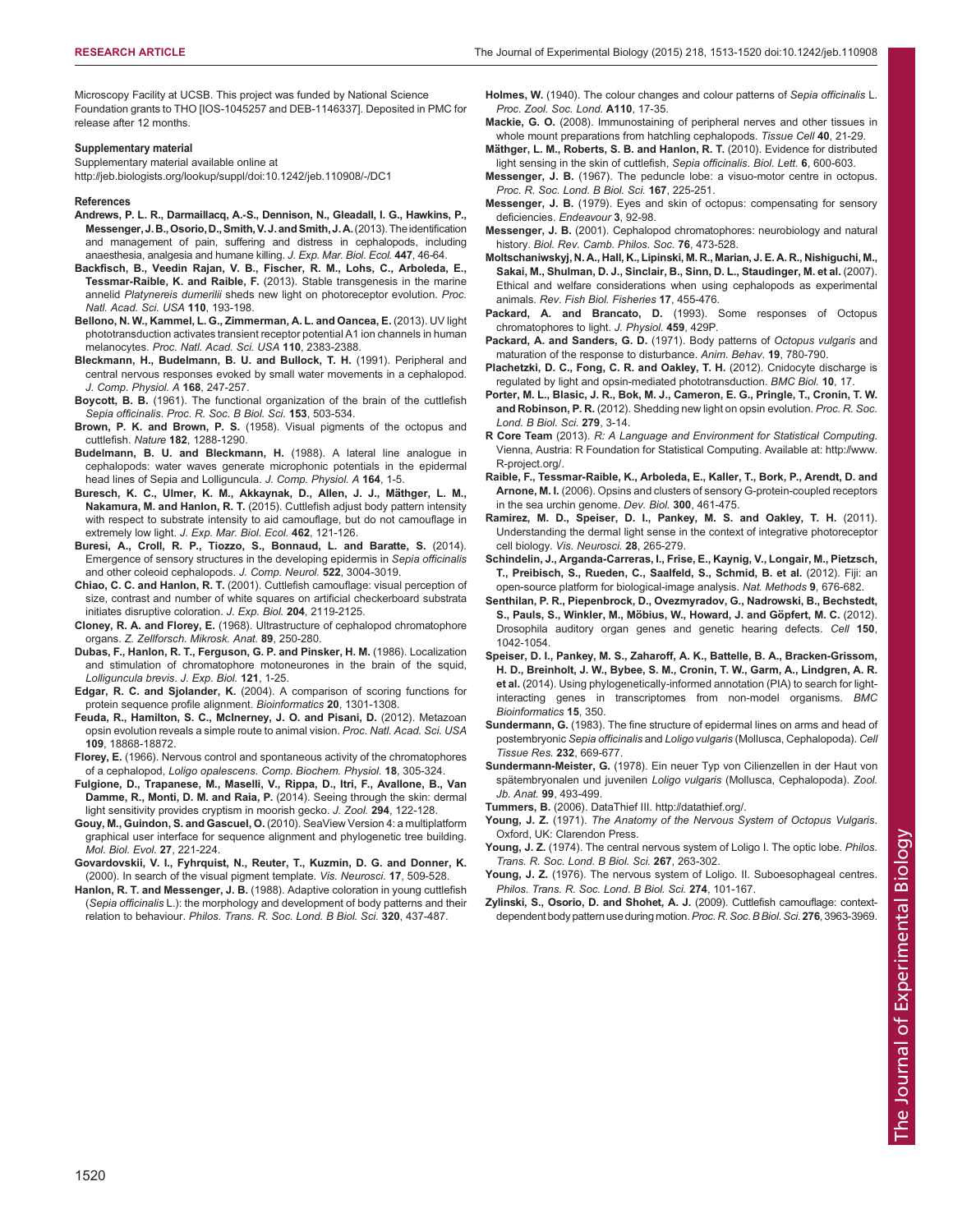Microscopy Facility at UCSB. This project was funded by National Science Foundation grants to THO [IOS-1045257 and DEB-1146337]. Deposited in PMC for release after 12 months.

#### Supplementary material

Supplementary material available online at http://jeb.biologists.org/lookup/suppl/doi:10.1242/jeb.110908/-/DC1

#### References

**Andrews, P. L. R., Darmaillacq, A.-S., Dennison, N., Gleadall, I. G., Hawkins, P., Messenger, J. B., Osorio, D., Smith, V. J. and Smith, J. A.** (2013). The identification and management of pain, suffering and distress in cephalopods, including anaesthesia, analgesia and humane killing. *J. Exp. Mar. Biol. Ecol.* **447**, 46-64.

**Backfisch, B., Veedin Rajan, V. B., Fischer, R. M., Lohs, C., Arboleda, E., Tessmar-Raible, K. and Raible, F.** (2013). Stable transgenesis in the marine annelid *Platynereis dumerilii* sheds new light on photoreceptor evolution. *Proc. Natl. Acad. Sci. USA* **110**, 193-198.

**Bellono, N. W., Kammel, L. G., Zimmerman, A. L. and Oancea, E.** (2013). UV light phototransduction activates transient receptor potential A1 ion channels in human melanocytes. *Proc. Natl. Acad. Sci. USA* **110**, 2383-2388.

**Bleckmann, H., Budelmann, B. U. and Bullock, T. H.** (1991). Peripheral and central nervous responses evoked by small water movements in a cephalopod. *J. Comp. Physiol. A* **168**, 247-257.

**Boycott, B. B.** (1961). The functional organization of the brain of the cuttlefish *Sepia officinalis*. *Proc. R. Soc. B Biol. Sci.* **153**, 503-534.

**Brown, P. K. and Brown, P. S.** (1958). Visual pigments of the octopus and cuttlefish. *Nature* **182**, 1288-1290.

**Budelmann, B. U. and Bleckmann, H.** (1988). A lateral line analogue in cephalopods: water waves generate microphonic potentials in the epidermal head lines of Sepia and Lolliguncula. *J. Comp. Physiol. A* **164**, 1-5.

**Buresch, K. C., Ulmer, K. M., Akkaynak, D., Allen, J. J., Mäthger, L. M., Nakamura, M. and Hanlon, R. T.** (2015). Cuttlefish adjust body pattern intensity with respect to substrate intensity to aid camouflage, but do not camouflage in extremely low light. *J. Exp. Mar. Biol. Ecol.* **462**, 121-126.

**Buresi, A., Croll, R. P., Tiozzo, S., Bonnaud, L. and Baratte, S.** (2014). Emergence of sensory structures in the developing epidermis in *Sepia officinalis* and other coleoid cephalopods. *J. Comp. Neurol.* **522**, 3004-3019.

**Chiao, C. C. and Hanlon, R. T.** (2001). Cuttlefish camouflage: visual perception of size, contrast and number of white squares on artificial checkerboard substrata initiates disruptive coloration. *J. Exp. Biol.* **204**, 2119-2125.

**Cloney, R. A. and Florey, E.** (1968). Ultrastructure of cephalopod chromatophore organs. *Z. Zellforsch. Mikrosk. Anat.* **89**, 250-280.

**Dubas, F., Hanlon, R. T., Ferguson, G. P. and Pinsker, H. M.** (1986). Localization and stimulation of chromatophore motoneurones in the brain of the squid, *Lolliguncula brevis*. *J. Exp. Biol.* **121**, 1-25.

**Edgar, R. C. and Sjolander, K.** (2004). A comparison of scoring functions for protein sequence profile alignment. *Bioinformatics* **20**, 1301-1308.

**Feuda, R., Hamilton, S. C., McInerney, J. O. and Pisani, D.** (2012). Metazoan opsin evolution reveals a simple route to animal vision. *Proc. Natl. Acad. Sci. USA* **109**, 18868-18872.

**Florey, E.** (1966). Nervous control and spontaneous activity of the chromatophores of a cephalopod, *Loligo opalescens*. *Comp. Biochem. Physiol.* **18**, 305-324.

**Fulgione, D., Trapanese, M., Maselli, V., Rippa, D., Itri, F., Avallone, B., Van Damme, R., Monti, D. M. and Raia, P.** (2014). Seeing through the skin: dermal light sensitivity provides cryptism in moorish gecko. *J. Zool.* **294**, 122-128.

**Gouy, M., Guindon, S. and Gascuel, O.** (2010). SeaView Version 4: a multiplatform graphical user interface for sequence alignment and phylogenetic tree building. *Mol. Biol. Evol.* **27**, 221-224.

**Govardovskii, V. I., Fyhrquist, N., Reuter, T., Kuzmin, D. G. and Donner, K.** (2000). In search of the visual pigment template. *Vis. Neurosci.* **17**, 509-528.

**Hanlon, R. T. and Messenger, J. B.** (1988). Adaptive coloration in young cuttlefish (*Sepia officinalis* L.): the morphology and development of body patterns and their relation to behaviour. *Philos. Trans. R. Soc. Lond. B Biol. Sci.* **320**, 437-487.

**Holmes, W.** (1940). The colour changes and colour patterns of *Sepia officinalis* L. *Proc. Zool. Soc. Lond.* **A110**, 17-35.

**Mackie, G. O.** (2008). Immunostaining of peripheral nerves and other tissues in whole mount preparations from hatchling cephalopods. *Tissue Cell* **40**, 21-29.

**Mäthger, L. M., Roberts, S. B. and Hanlon, R. T.** (2010). Evidence for distributed light sensing in the skin of cuttlefish, *Sepia officinalis*. *Biol. Lett.* **6**, 600-603.

**Messenger, J. B.** (1967). The peduncle lobe: a visuo-motor centre in octopus. *Proc. R. Soc. Lond. B Biol. Sci.* **167**, 225-251.

**Messenger, J. B.** (1979). Eyes and skin of octopus: compensating for sensory deficiencies. *Endeavour* **3**, 92-98.

**Messenger, J. B.** (2001). Cephalopod chromatophores: neurobiology and natural history. *Biol. Rev. Camb. Philos. Soc.* **76**, 473-528.

**Moltschaniwskyj, N. A., Hall, K., Lipinski, M. R., Marian, J. E. A. R., Nishiguchi, M., Sakai, M., Shulman, D. J., Sinclair, B., Sinn, D. L., Staudinger, M. et al.** (2007). Ethical and welfare considerations when using cephalopods as experimental animals. *Rev. Fish Biol. Fisheries* **17**, 455-476.

**Packard, A. and Brancato, D.** (1993). Some responses of Octopus chromatophores to light. *J. Physiol.* **459**, 429P.

**Packard, A. and Sanders, G. D.** (1971). Body patterns of *Octopus vulgaris* and maturation of the response to disturbance. *Anim. Behav.* **19**, 780-790.

**Plachetzki, D. C., Fong, C. R. and Oakley, T. H.** (2012). Cnidocyte discharge is regulated by light and opsin-mediated phototransduction. *BMC Biol.* **10**, 17.

**Porter, M. L., Blasic, J. R., Bok, M. J., Cameron, E. G., Pringle, T., Cronin, T. W. and Robinson, P. R.** (2012). Shedding new light on opsin evolution. *Proc. R. Soc. Lond. B Biol. Sci.* **279**, 3-14.

**R Core Team** (2013). *R: A Language and Environment for Statistical Computing*. Vienna, Austria: R Foundation for Statistical Computing. Available at: http://www.R-project.org/.

**Raible, F., Tessmar-Raible, K., Arboleda, E., Kaller, T., Bork, P., Arendt, D. and Arnone, M. I.** (2006). Opsins and clusters of sensory G-protein-coupled receptors in the sea urchin genome. *Dev. Biol.* **300**, 461-475.

**Ramirez, M. D., Speiser, D. I., Pankey, M. S. and Oakley, T. H.** (2011). Understanding the dermal light sense in the context of integrative photoreceptor cell biology. *Vis. Neurosci.* **28**, 265-279.

**Schindelin, J., Arganda-Carreras, I., Frise, E., Kaynig, V., Longair, M., Pietzsch, T., Preibisch, S., Rueden, C., Saalfeld, S., Schmid, B. et al.** (2012). Fiji: an open-source platform for biological-image analysis. *Nat. Methods* **9**, 676-682.

**Senthilan, P. R., Piepenbrock, D., Ovezmyradov, G., Nadrowski, B., Bechstedt, S., Pauls, S., Winkler, M., Möbius, W., Howard, J. and Göpfert, M. C.** (2012). Drosophila auditory organ genes and genetic hearing defects. *Cell* **150**, 1042-1054.

**Speiser, D. I., Pankey, M. S., Zaharoff, A. K., Battelle, B. A., Bracken-Grissom, H. D., Breinholt, J. W., Bybee, S. M., Cronin, T. W., Garm, A., Lindgren, A. R. et al.** (2014). Using phylogenetically-informed annotation (PIA) to search for light-interacting genes in transcriptomes from non-model organisms. *BMC Bioinformatics* **15**, 350.

**Sundermann, G.** (1983). The fine structure of epidermal lines on arms and head of postembryonic *Sepia officinalis* and *Loligo vulgaris* (Mollusca, Cephalopoda). *Cell Tissue Res.* **232**, 669-677.

**Sundermann-Meister, G.** (1978). Ein neuer Typ von Cilienzellen in der Haut von spätembryonalen und juvenilen *Loligo vulgaris* (Mollusca, Cephalopoda). *Zool. Jb. Anat.* **99**, 493-499.

**Tummers, B.** (2006). DataThief III. http://datathief.org/.

**Young, J. Z.** (1971). *The Anatomy of the Nervous System of Octopus Vulgaris*. Oxford, UK: Clarendon Press.

**Young, J. Z.** (1974). The central nervous system of Loligo I. The optic lobe. *Philos. Trans. R. Soc. Lond. B Biol. Sci.* **267**, 263-302.

**Young, J. Z.** (1976). The nervous system of Loligo. II. Suboesophageal centres. *Philos. Trans. R. Soc. Lond. B Biol. Sci.* **274**, 101-167.

**Zylinski, S., Osorio, D. and Shohet, A. J.** (2009). Cuttlefish camouflage: context-dependent body pattern use during motion. *Proc. R. Soc. B Biol. Sci.* **276**, 3963-3969.